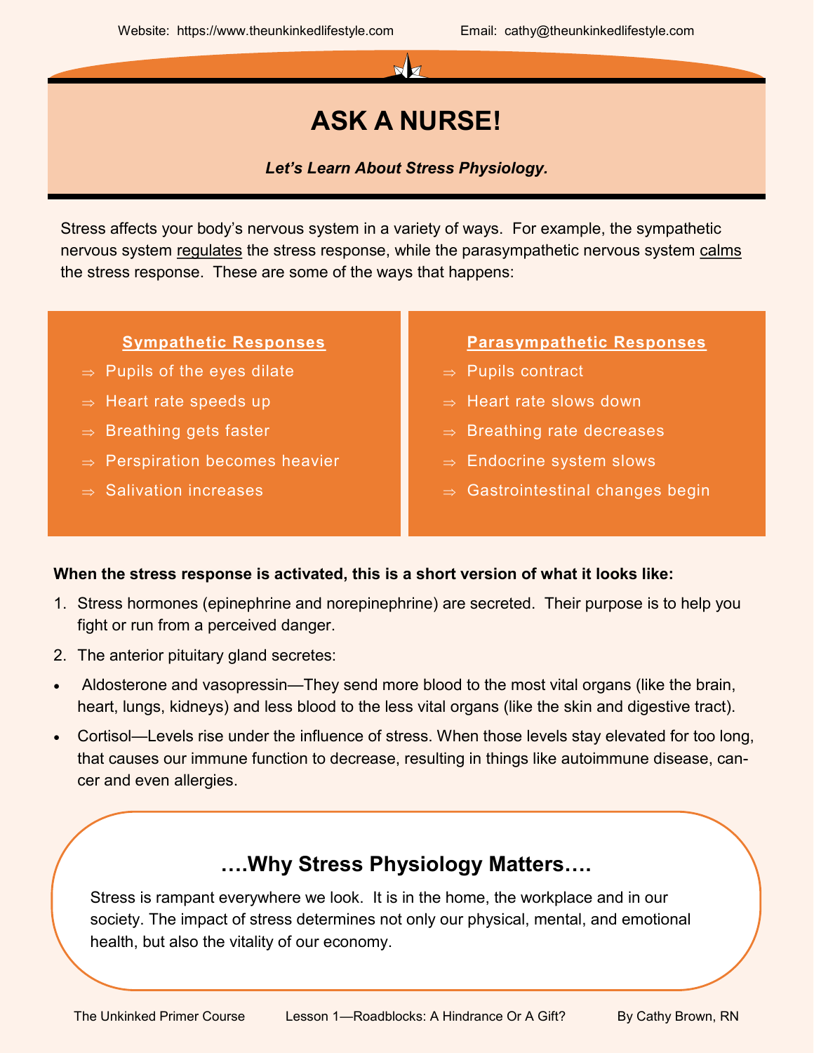Website: https://www.theunkinkedlifestyle.com Email: cathy@theunkinkedlifestyle.com

# ASK A NURSE!

***Let's Learn About Stress Physiology.***

Stress affects your body's nervous system in a variety of ways. For example, the sympathetic nervous system regulates the stress response, while the parasympathetic nervous system calms the stress response. These are some of the ways that happens:

### Sympathetic Responses

- ⇒ Pupils of the eyes dilate
- ⇒ Heart rate speeds up
- ⇒ Breathing gets faster
- ⇒ Perspiration becomes heavier
- ⇒ Salivation increases

### Parasympathetic Responses

- ⇒ Pupils contract
- ⇒ Heart rate slows down
- ⇒ Breathing rate decreases
- ⇒ Endocrine system slows
- ⇒ Gastrointestinal changes begin

**When the stress response is activated, this is a short version of what it looks like:**

1. Stress hormones (epinephrine and norepinephrine) are secreted. Their purpose is to help you fight or run from a perceived danger.
2. The anterior pituitary gland secretes:

- Aldosterone and vasopressin—They send more blood to the most vital organs (like the brain, heart, lungs, kidneys) and less blood to the less vital organs (like the skin and digestive tract).
- Cortisol—Levels rise under the influence of stress. When those levels stay elevated for too long, that causes our immune function to decrease, resulting in things like autoimmune disease, cancer and even allergies.

## ….Why Stress Physiology Matters….

Stress is rampant everywhere we look. It is in the home, the workplace and in our society. The impact of stress determines not only our physical, mental, and emotional health, but also the vitality of our economy.

The Unkinked Primer Course Lesson 1—Roadblocks: A Hindrance Or A Gift? By Cathy Brown, RN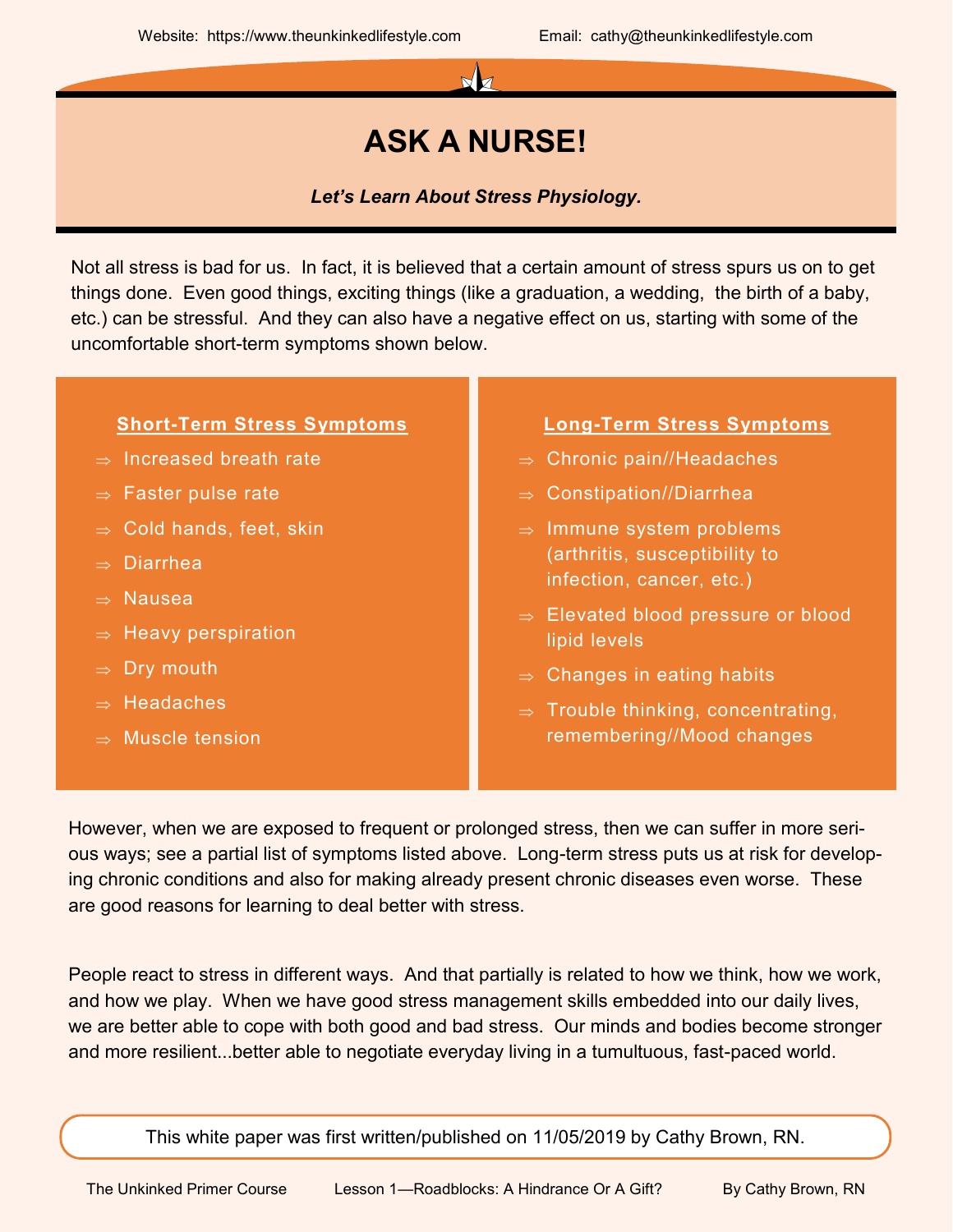# ASK A NURSE!

***Let's Learn About Stress Physiology.***

Not all stress is bad for us. In fact, it is believed that a certain amount of stress spurs us on to get things done. Even good things, exciting things (like a graduation, a wedding, the birth of a baby, etc.) can be stressful. And they can also have a negative effect on us, starting with some of the uncomfortable short-term symptoms shown below.

**Short-Term Stress Symptoms**

- ⇒ Increased breath rate
- ⇒ Faster pulse rate
- ⇒ Cold hands, feet, skin
- ⇒ Diarrhea
- ⇒ Nausea
- ⇒ Heavy perspiration
- ⇒ Dry mouth
- ⇒ Headaches
- ⇒ Muscle tension

**Long-Term Stress Symptoms**

- ⇒ Chronic pain//Headaches
- ⇒ Constipation//Diarrhea
- ⇒ Immune system problems (arthritis, susceptibility to infection, cancer, etc.)
- ⇒ Elevated blood pressure or blood lipid levels
- ⇒ Changes in eating habits
- ⇒ Trouble thinking, concentrating, remembering//Mood changes

However, when we are exposed to frequent or prolonged stress, then we can suffer in more serious ways; see a partial list of symptoms listed above. Long-term stress puts us at risk for developing chronic conditions and also for making already present chronic diseases even worse. These are good reasons for learning to deal better with stress.

People react to stress in different ways. And that partially is related to how we think, how we work, and how we play. When we have good stress management skills embedded into our daily lives, we are better able to cope with both good and bad stress. Our minds and bodies become stronger and more resilient...better able to negotiate everyday living in a tumultuous, fast-paced world.

This white paper was first written/published on 11/05/2019 by Cathy Brown, RN.